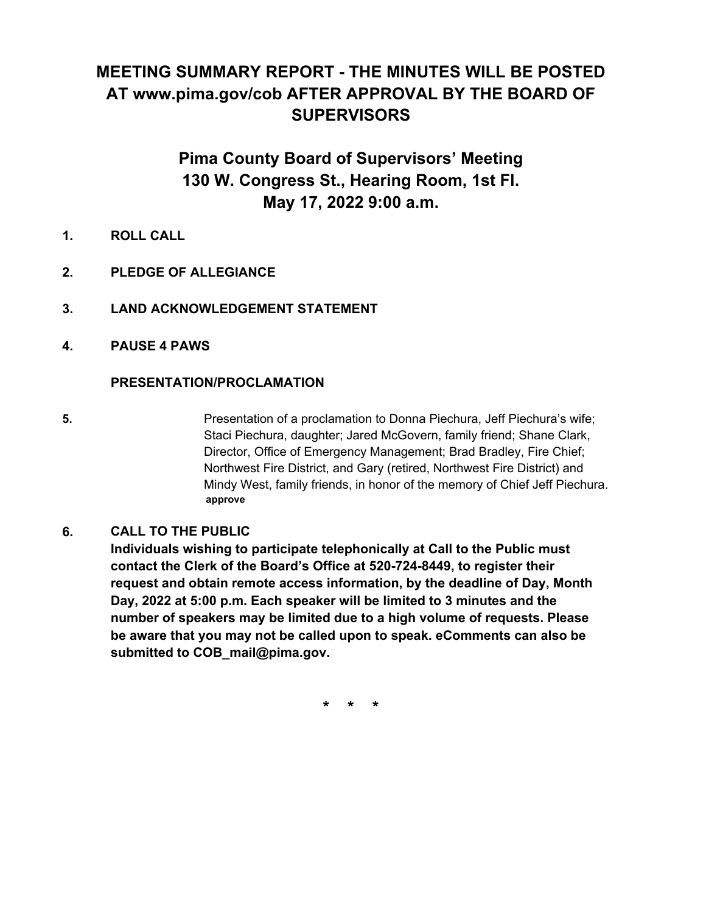# MEETING SUMMARY REPORT - THE MINUTES WILL BE POSTED AT www.pima.gov/cob AFTER APPROVAL BY THE BOARD OF SUPERVISORS

## Pima County Board of Supervisors' Meeting
## 130 W. Congress St., Hearing Room, 1st Fl.
## May 17, 2022 9:00 a.m.

**1. ROLL CALL**

**2. PLEDGE OF ALLEGIANCE**

**3. LAND ACKNOWLEDGEMENT STATEMENT**

**4. PAUSE 4 PAWS**

**PRESENTATION/PROCLAMATION**

**5.** Presentation of a proclamation to Donna Piechura, Jeff Piechura's wife; Staci Piechura, daughter; Jared McGovern, family friend; Shane Clark, Director, Office of Emergency Management; Brad Bradley, Fire Chief; Northwest Fire District, and Gary (retired, Northwest Fire District) and Mindy West, family friends, in honor of the memory of Chief Jeff Piechura.
**approve**

**6. CALL TO THE PUBLIC**
**Individuals wishing to participate telephonically at Call to the Public must contact the Clerk of the Board's Office at 520-724-8449, to register their request and obtain remote access information, by the deadline of Day, Month Day, 2022 at 5:00 p.m. Each speaker will be limited to 3 minutes and the number of speakers may be limited due to a high volume of requests. Please be aware that you may not be called upon to speak. eComments can also be submitted to COB_mail@pima.gov.**

\* \* \*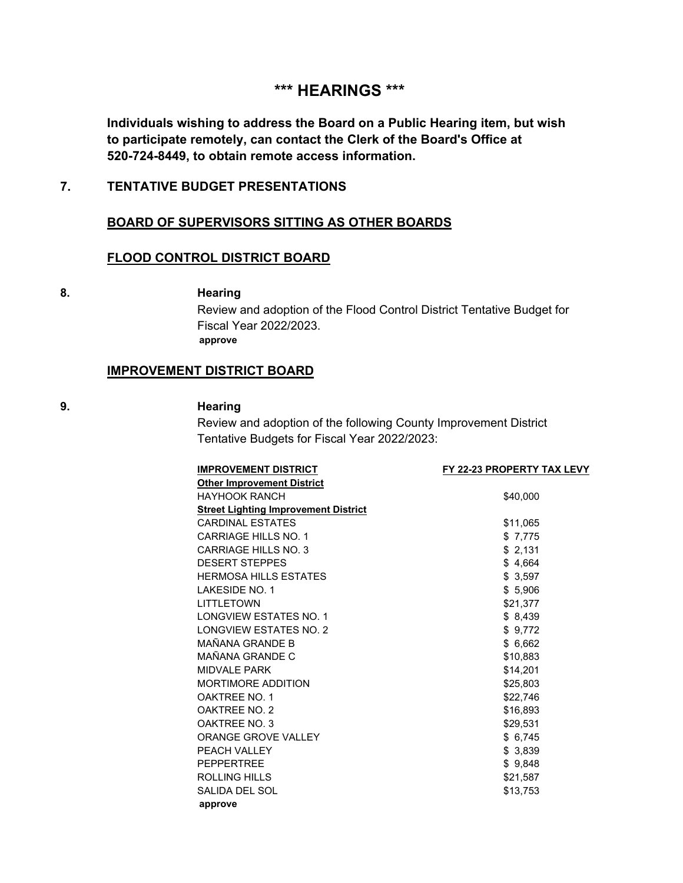# *** HEARINGS ***

**Individuals wishing to address the Board on a Public Hearing item, but wish to participate remotely, can contact the Clerk of the Board's Office at 520-724-8449, to obtain remote access information.**

**7. TENTATIVE BUDGET PRESENTATIONS**

## BOARD OF SUPERVISORS SITTING AS OTHER BOARDS

### FLOOD CONTROL DISTRICT BOARD

**8. Hearing**

Review and adoption of the Flood Control District Tentative Budget for Fiscal Year 2022/2023.

**approve**

### IMPROVEMENT DISTRICT BOARD

**9. Hearing**

Review and adoption of the following County Improvement District Tentative Budgets for Fiscal Year 2022/2023:

| IMPROVEMENT DISTRICT | FY 22-23 PROPERTY TAX LEVY |
|---|---|
| **Other Improvement District** | |
| HAYHOOK RANCH | $40,000 |
| **Street Lighting Improvement District** | |
| CARDINAL ESTATES | $11,065 |
| CARRIAGE HILLS NO. 1 | $ 7,775 |
| CARRIAGE HILLS NO. 3 | $ 2,131 |
| DESERT STEPPES | $ 4,664 |
| HERMOSA HILLS ESTATES | $ 3,597 |
| LAKESIDE NO. 1 | $ 5,906 |
| LITTLETOWN | $21,377 |
| LONGVIEW ESTATES NO. 1 | $ 8,439 |
| LONGVIEW ESTATES NO. 2 | $ 9,772 |
| MAÑANA GRANDE B | $ 6,662 |
| MAÑANA GRANDE C | $10,883 |
| MIDVALE PARK | $14,201 |
| MORTIMORE ADDITION | $25,803 |
| OAKTREE NO. 1 | $22,746 |
| OAKTREE NO. 2 | $16,893 |
| OAKTREE NO. 3 | $29,531 |
| ORANGE GROVE VALLEY | $ 6,745 |
| PEACH VALLEY | $ 3,839 |
| PEPPERTREE | $ 9,848 |
| ROLLING HILLS | $21,587 |
| SALIDA DEL SOL | $13,753 |

**approve**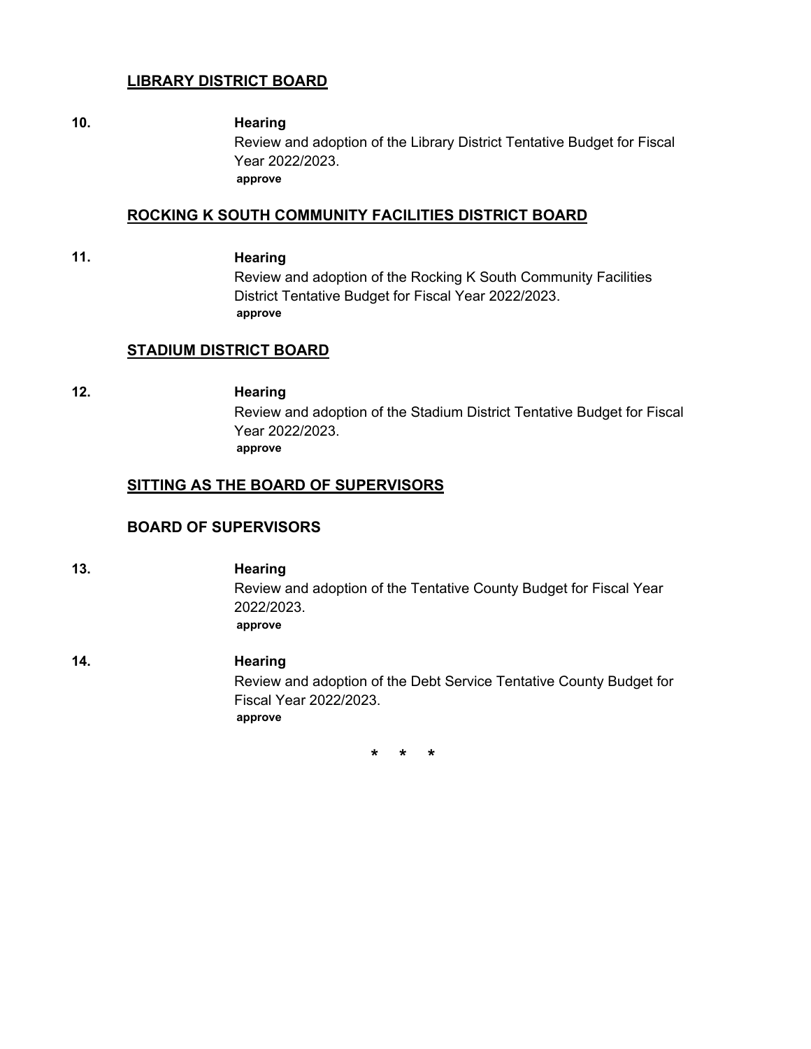## LIBRARY DISTRICT BOARD

**10.** **Hearing**

Review and adoption of the Library District Tentative Budget for Fiscal Year 2022/2023.

**approve**

## ROCKING K SOUTH COMMUNITY FACILITIES DISTRICT BOARD

**11.** **Hearing**

Review and adoption of the Rocking K South Community Facilities District Tentative Budget for Fiscal Year 2022/2023.

**approve**

## STADIUM DISTRICT BOARD

**12.** **Hearing**

Review and adoption of the Stadium District Tentative Budget for Fiscal Year 2022/2023.

**approve**

## SITTING AS THE BOARD OF SUPERVISORS

### BOARD OF SUPERVISORS

**13.** **Hearing**

Review and adoption of the Tentative County Budget for Fiscal Year 2022/2023.

**approve**

**14.** **Hearing**

Review and adoption of the Debt Service Tentative County Budget for Fiscal Year 2022/2023.

**approve**

\* \* \*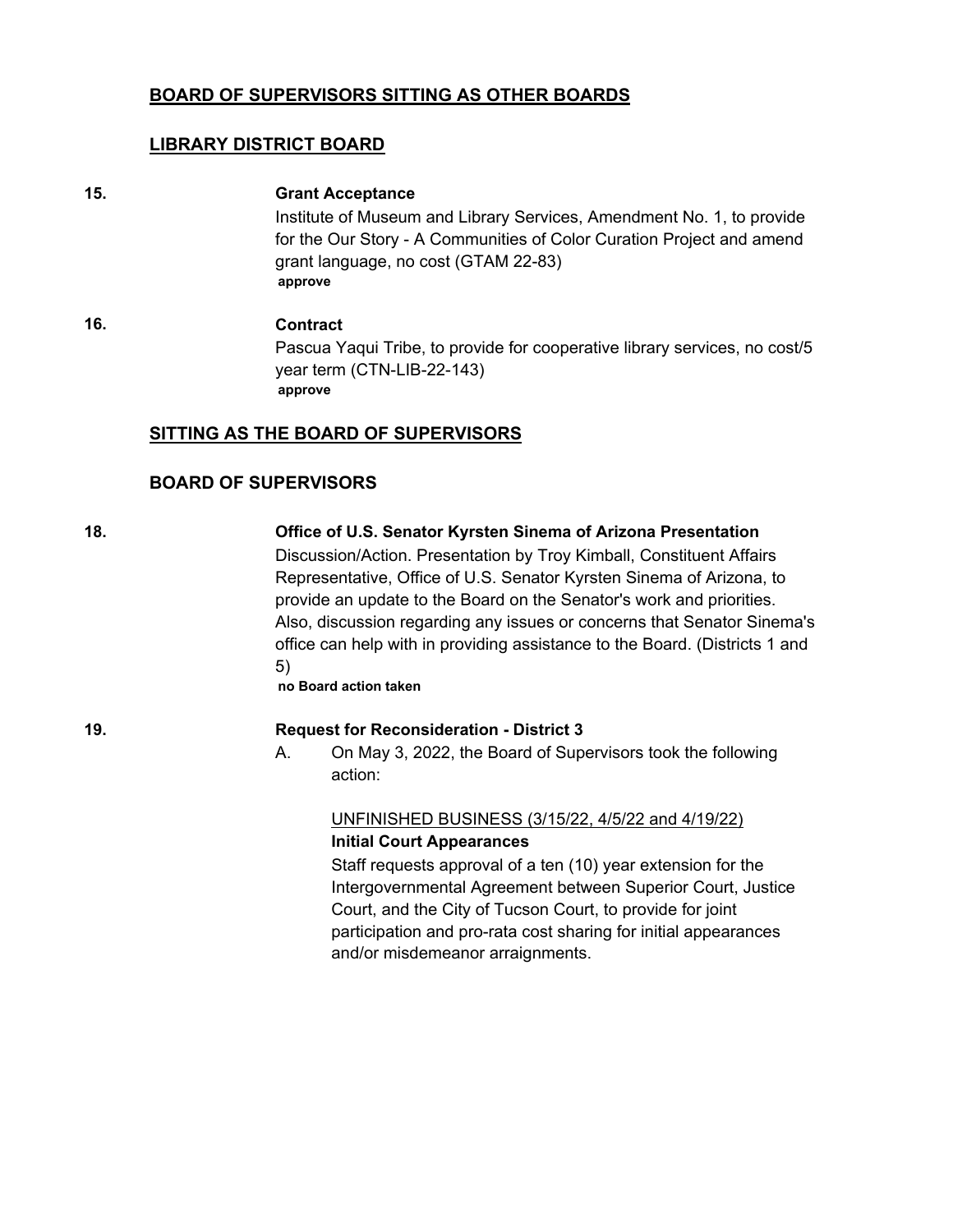## BOARD OF SUPERVISORS SITTING AS OTHER BOARDS

## LIBRARY DISTRICT BOARD

**15.** **Grant Acceptance**

Institute of Museum and Library Services, Amendment No. 1, to provide for the Our Story - A Communities of Color Curation Project and amend grant language, no cost (GTAM 22-83)

**approve**

**16.** **Contract**

Pascua Yaqui Tribe, to provide for cooperative library services, no cost/5 year term (CTN-LIB-22-143)

**approve**

## SITTING AS THE BOARD OF SUPERVISORS

## BOARD OF SUPERVISORS

**18.** **Office of U.S. Senator Kyrsten Sinema of Arizona Presentation**

Discussion/Action. Presentation by Troy Kimball, Constituent Affairs Representative, Office of U.S. Senator Kyrsten Sinema of Arizona, to provide an update to the Board on the Senator's work and priorities. Also, discussion regarding any issues or concerns that Senator Sinema's office can help with in providing assistance to the Board. (Districts 1 and 5)

**no Board action taken**

**19.** **Request for Reconsideration - District 3**

A. On May 3, 2022, the Board of Supervisors took the following action:

UNFINISHED BUSINESS (3/15/22, 4/5/22 and 4/19/22)

**Initial Court Appearances**

Staff requests approval of a ten (10) year extension for the Intergovernmental Agreement between Superior Court, Justice Court, and the City of Tucson Court, to provide for joint participation and pro-rata cost sharing for initial appearances and/or misdemeanor arraignments.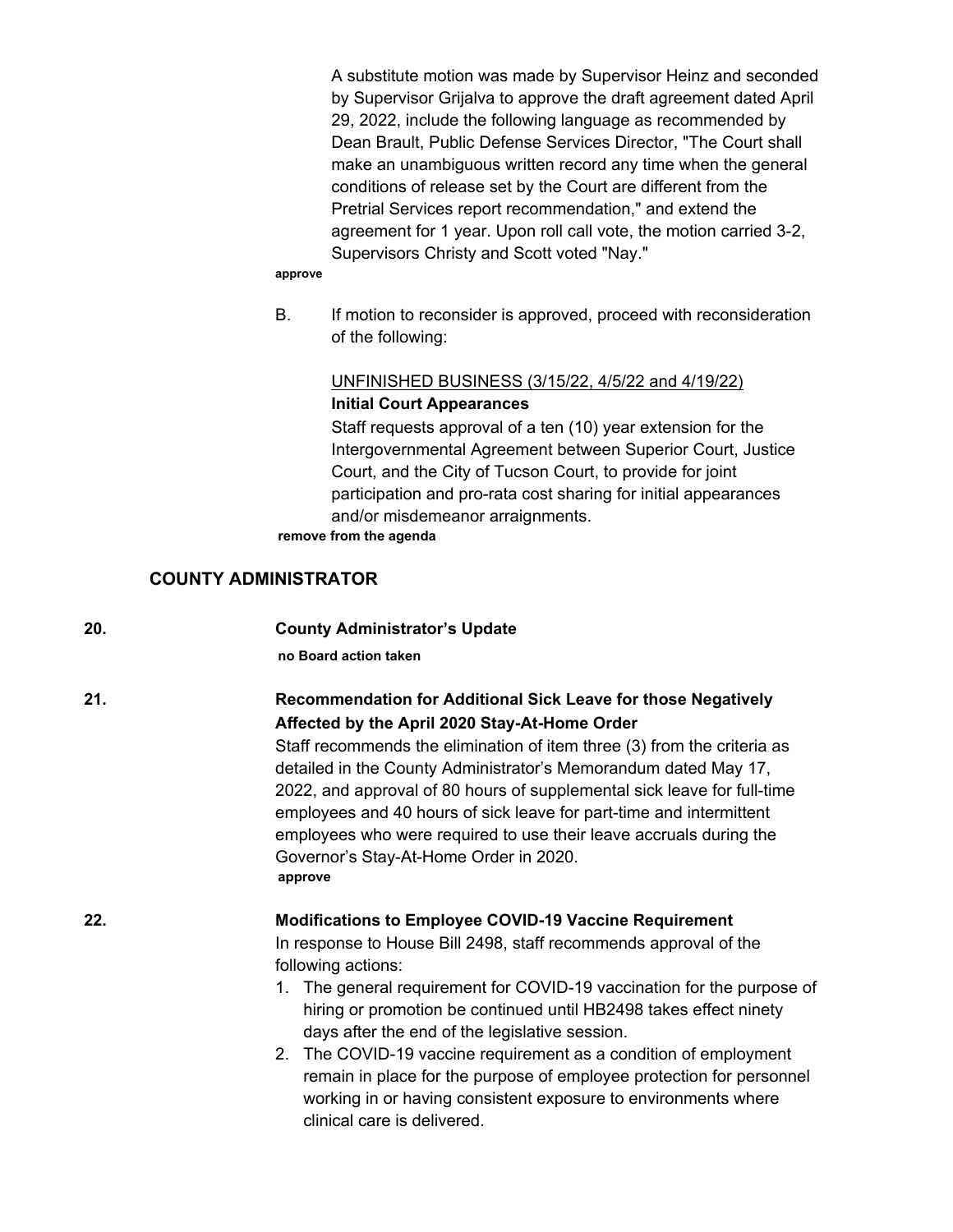A substitute motion was made by Supervisor Heinz and seconded by Supervisor Grijalva to approve the draft agreement dated April 29, 2022, include the following language as recommended by Dean Brault, Public Defense Services Director, "The Court shall make an unambiguous written record any time when the general conditions of release set by the Court are different from the Pretrial Services report recommendation," and extend the agreement for 1 year. Upon roll call vote, the motion carried 3-2, Supervisors Christy and Scott voted "Nay."

**approve**

B. If motion to reconsider is approved, proceed with reconsideration of the following:

UNFINISHED BUSINESS (3/15/22, 4/5/22 and 4/19/22)

**Initial Court Appearances**

Staff requests approval of a ten (10) year extension for the Intergovernmental Agreement between Superior Court, Justice Court, and the City of Tucson Court, to provide for joint participation and pro-rata cost sharing for initial appearances and/or misdemeanor arraignments.

**remove from the agenda**

## COUNTY ADMINISTRATOR

**20. County Administrator's Update**

**no Board action taken**

**21. Recommendation for Additional Sick Leave for those Negatively Affected by the April 2020 Stay-At-Home Order**

Staff recommends the elimination of item three (3) from the criteria as detailed in the County Administrator's Memorandum dated May 17, 2022, and approval of 80 hours of supplemental sick leave for full-time employees and 40 hours of sick leave for part-time and intermittent employees who were required to use their leave accruals during the Governor's Stay-At-Home Order in 2020.

**approve**

**22. Modifications to Employee COVID-19 Vaccine Requirement**

In response to House Bill 2498, staff recommends approval of the following actions:

1. The general requirement for COVID-19 vaccination for the purpose of hiring or promotion be continued until HB2498 takes effect ninety days after the end of the legislative session.
2. The COVID-19 vaccine requirement as a condition of employment remain in place for the purpose of employee protection for personnel working in or having consistent exposure to environments where clinical care is delivered.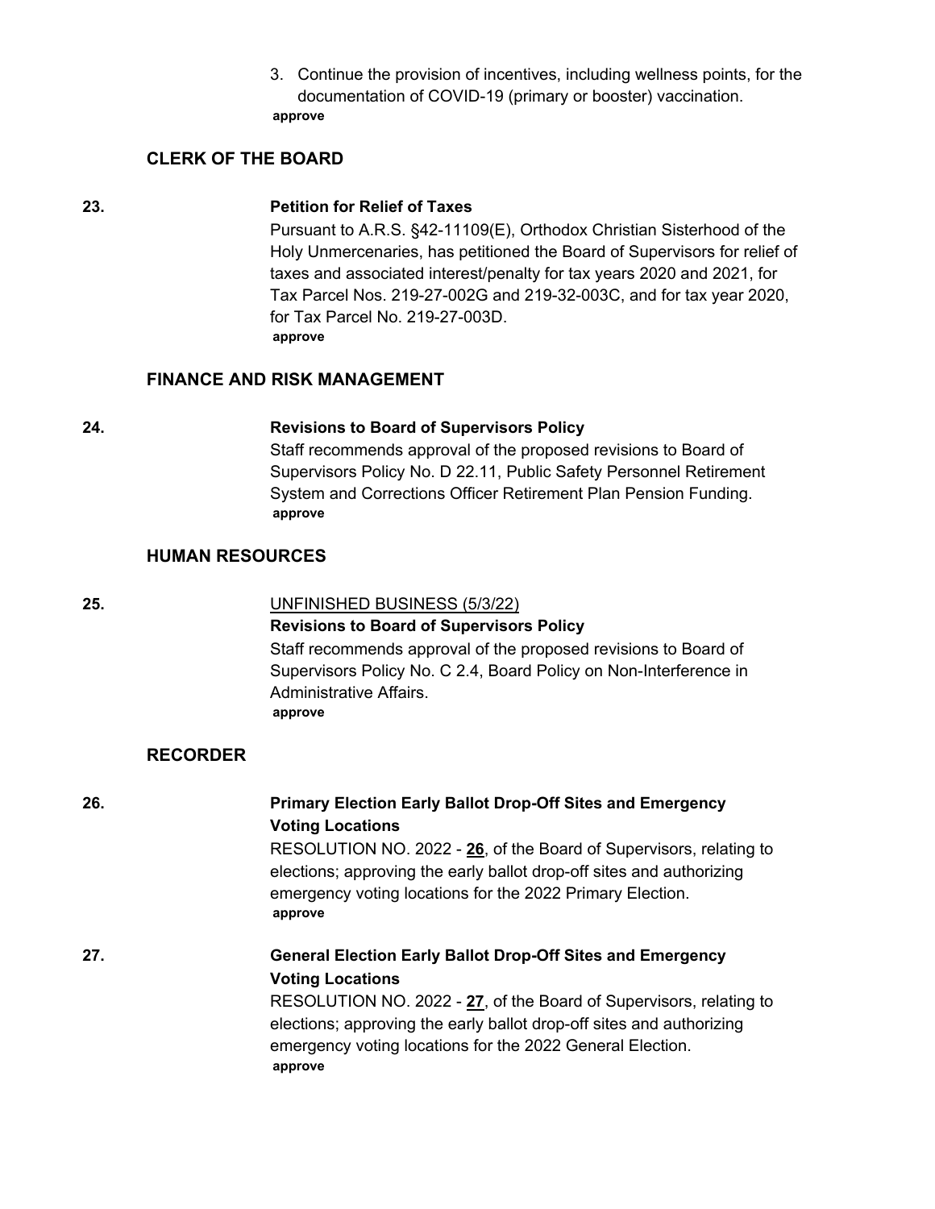3. Continue the provision of incentives, including wellness points, for the documentation of COVID-19 (primary or booster) vaccination.

**approve**

## CLERK OF THE BOARD

**23.** **Petition for Relief of Taxes**

Pursuant to A.R.S. §42-11109(E), Orthodox Christian Sisterhood of the Holy Unmercenaries, has petitioned the Board of Supervisors for relief of taxes and associated interest/penalty for tax years 2020 and 2021, for Tax Parcel Nos. 219-27-002G and 219-32-003C, and for tax year 2020, for Tax Parcel No. 219-27-003D.

**approve**

## FINANCE AND RISK MANAGEMENT

**24.** **Revisions to Board of Supervisors Policy**

Staff recommends approval of the proposed revisions to Board of Supervisors Policy No. D 22.11, Public Safety Personnel Retirement System and Corrections Officer Retirement Plan Pension Funding.

**approve**

## HUMAN RESOURCES

**25.** UNFINISHED BUSINESS (5/3/22)

**Revisions to Board of Supervisors Policy**

Staff recommends approval of the proposed revisions to Board of Supervisors Policy No. C 2.4, Board Policy on Non-Interference in Administrative Affairs.

**approve**

## RECORDER

**26.** **Primary Election Early Ballot Drop-Off Sites and Emergency Voting Locations**

RESOLUTION NO. 2022 - **26**, of the Board of Supervisors, relating to elections; approving the early ballot drop-off sites and authorizing emergency voting locations for the 2022 Primary Election.

**approve**

**27.** **General Election Early Ballot Drop-Off Sites and Emergency Voting Locations**

RESOLUTION NO. 2022 - **27**, of the Board of Supervisors, relating to elections; approving the early ballot drop-off sites and authorizing emergency voting locations for the 2022 General Election.

**approve**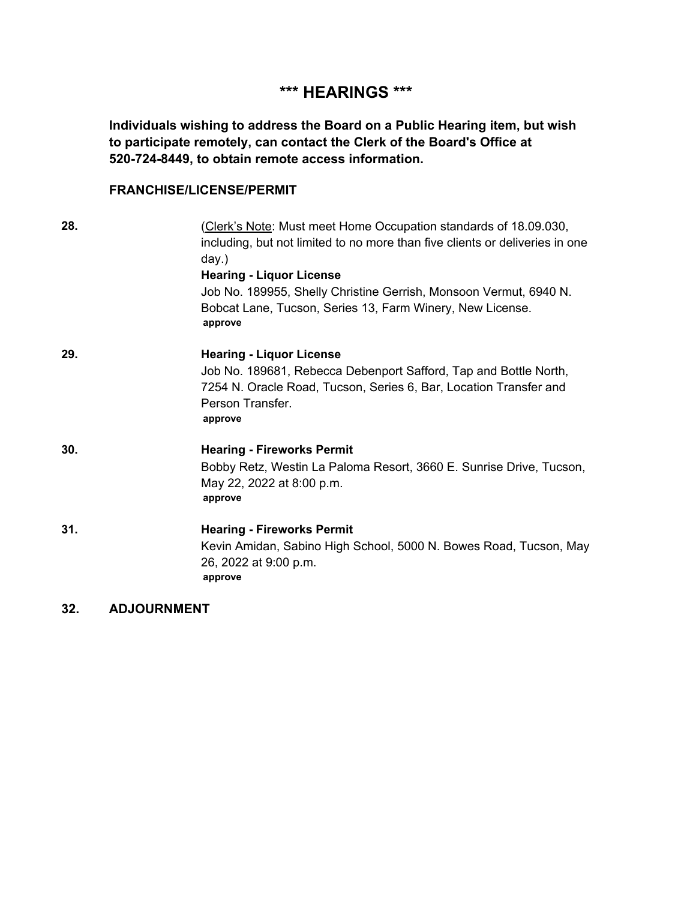## *** HEARINGS ***

**Individuals wishing to address the Board on a Public Hearing item, but wish to participate remotely, can contact the Clerk of the Board's Office at 520-724-8449, to obtain remote access information.**

### FRANCHISE/LICENSE/PERMIT

**28.** (Clerk's Note: Must meet Home Occupation standards of 18.09.030, including, but not limited to no more than five clients or deliveries in one day.)

**Hearing - Liquor License**

Job No. 189955, Shelly Christine Gerrish, Monsoon Vermut, 6940 N. Bobcat Lane, Tucson, Series 13, Farm Winery, New License.

**approve**

**29.** **Hearing - Liquor License**

Job No. 189681, Rebecca Debenport Safford, Tap and Bottle North, 7254 N. Oracle Road, Tucson, Series 6, Bar, Location Transfer and Person Transfer.

**approve**

**30.** **Hearing - Fireworks Permit**

Bobby Retz, Westin La Paloma Resort, 3660 E. Sunrise Drive, Tucson, May 22, 2022 at 8:00 p.m.

**approve**

**31.** **Hearing - Fireworks Permit**

Kevin Amidan, Sabino High School, 5000 N. Bowes Road, Tucson, May 26, 2022 at 9:00 p.m.

**approve**

**32. ADJOURNMENT**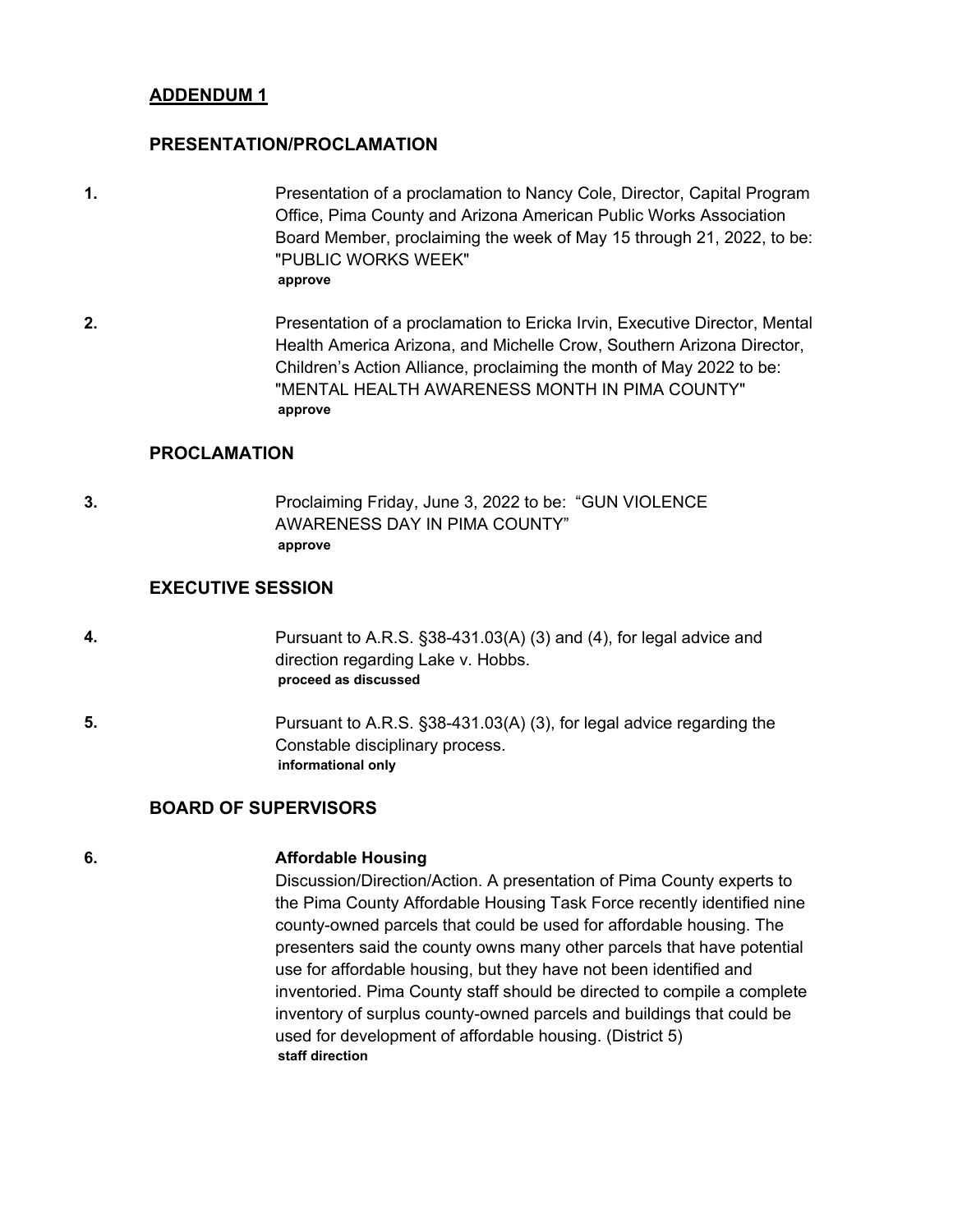## ADDENDUM 1

### PRESENTATION/PROCLAMATION

**1.** Presentation of a proclamation to Nancy Cole, Director, Capital Program Office, Pima County and Arizona American Public Works Association Board Member, proclaiming the week of May 15 through 21, 2022, to be: "PUBLIC WORKS WEEK"
**approve**

**2.** Presentation of a proclamation to Ericka Irvin, Executive Director, Mental Health America Arizona, and Michelle Crow, Southern Arizona Director, Children's Action Alliance, proclaiming the month of May 2022 to be: "MENTAL HEALTH AWARENESS MONTH IN PIMA COUNTY"
**approve**

### PROCLAMATION

**3.** Proclaiming Friday, June 3, 2022 to be: "GUN VIOLENCE AWARENESS DAY IN PIMA COUNTY"
**approve**

### EXECUTIVE SESSION

**4.** Pursuant to A.R.S. §38-431.03(A) (3) and (4), for legal advice and direction regarding Lake v. Hobbs.
**proceed as discussed**

**5.** Pursuant to A.R.S. §38-431.03(A) (3), for legal advice regarding the Constable disciplinary process.
**informational only**

### BOARD OF SUPERVISORS

**6.** **Affordable Housing**
Discussion/Direction/Action. A presentation of Pima County experts to the Pima County Affordable Housing Task Force recently identified nine county-owned parcels that could be used for affordable housing. The presenters said the county owns many other parcels that have potential use for affordable housing, but they have not been identified and inventoried. Pima County staff should be directed to compile a complete inventory of surplus county-owned parcels and buildings that could be used for development of affordable housing. (District 5)
**staff direction**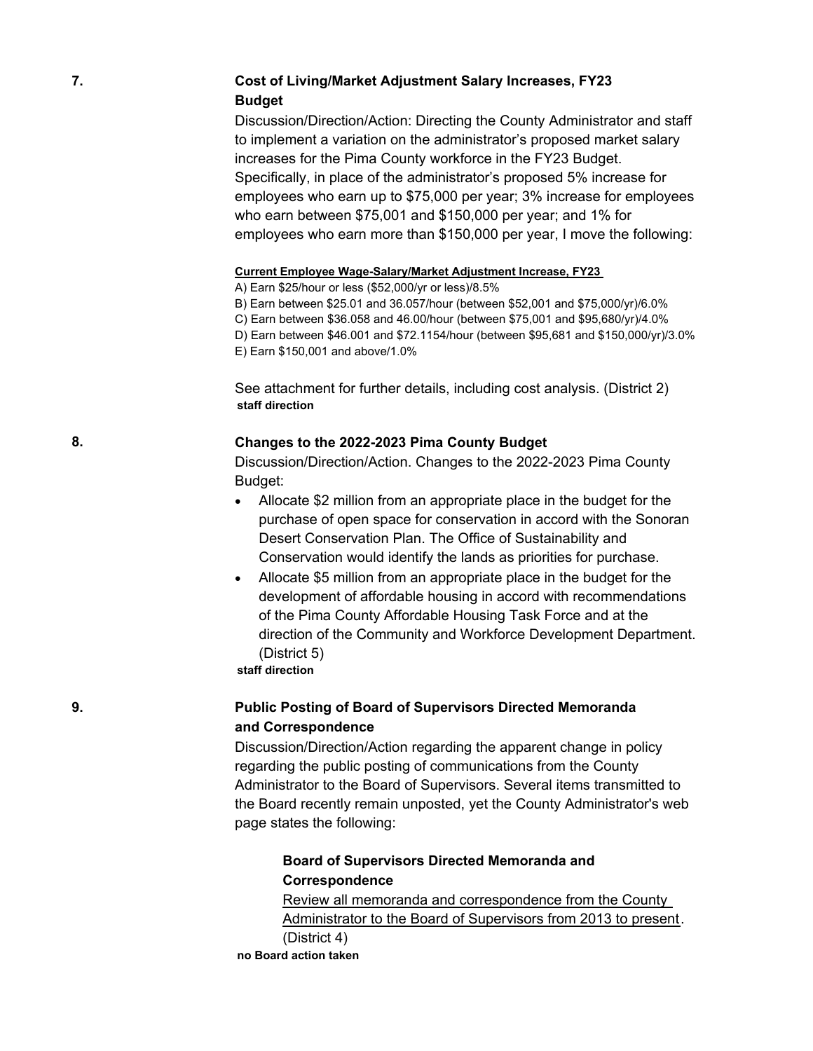**7. Cost of Living/Market Adjustment Salary Increases, FY23 Budget**

Discussion/Direction/Action: Directing the County Administrator and staff to implement a variation on the administrator's proposed market salary increases for the Pima County workforce in the FY23 Budget. Specifically, in place of the administrator's proposed 5% increase for employees who earn up to $75,000 per year; 3% increase for employees who earn between $75,001 and $150,000 per year; and 1% for employees who earn more than $150,000 per year, I move the following:

<u>**Current Employee Wage-Salary/Market Adjustment Increase, FY23**</u>

A) Earn $25/hour or less ($52,000/yr or less)/8.5%
B) Earn between $25.01 and 36.057/hour (between $52,001 and $75,000/yr)/6.0%
C) Earn between $36.058 and 46.00/hour (between $75,001 and $95,680/yr)/4.0%
D) Earn between $46.001 and $72.1154/hour (between $95,681 and $150,000/yr)/3.0%
E) Earn $150,001 and above/1.0%

See attachment for further details, including cost analysis. (District 2)

**staff direction**

**8. Changes to the 2022-2023 Pima County Budget**

Discussion/Direction/Action. Changes to the 2022-2023 Pima County Budget:

- Allocate $2 million from an appropriate place in the budget for the purchase of open space for conservation in accord with the Sonoran Desert Conservation Plan. The Office of Sustainability and Conservation would identify the lands as priorities for purchase.
- Allocate $5 million from an appropriate place in the budget for the development of affordable housing in accord with recommendations of the Pima County Affordable Housing Task Force and at the direction of the Community and Workforce Development Department. (District 5)

**staff direction**

**9. Public Posting of Board of Supervisors Directed Memoranda and Correspondence**

Discussion/Direction/Action regarding the apparent change in policy regarding the public posting of communications from the County Administrator to the Board of Supervisors. Several items transmitted to the Board recently remain unposted, yet the County Administrator's web page states the following:

> **Board of Supervisors Directed Memoranda and Correspondence**
> <u>Review all memoranda and correspondence from the County Administrator to the Board of Supervisors from 2013 to present</u>. (District 4)

**no Board action taken**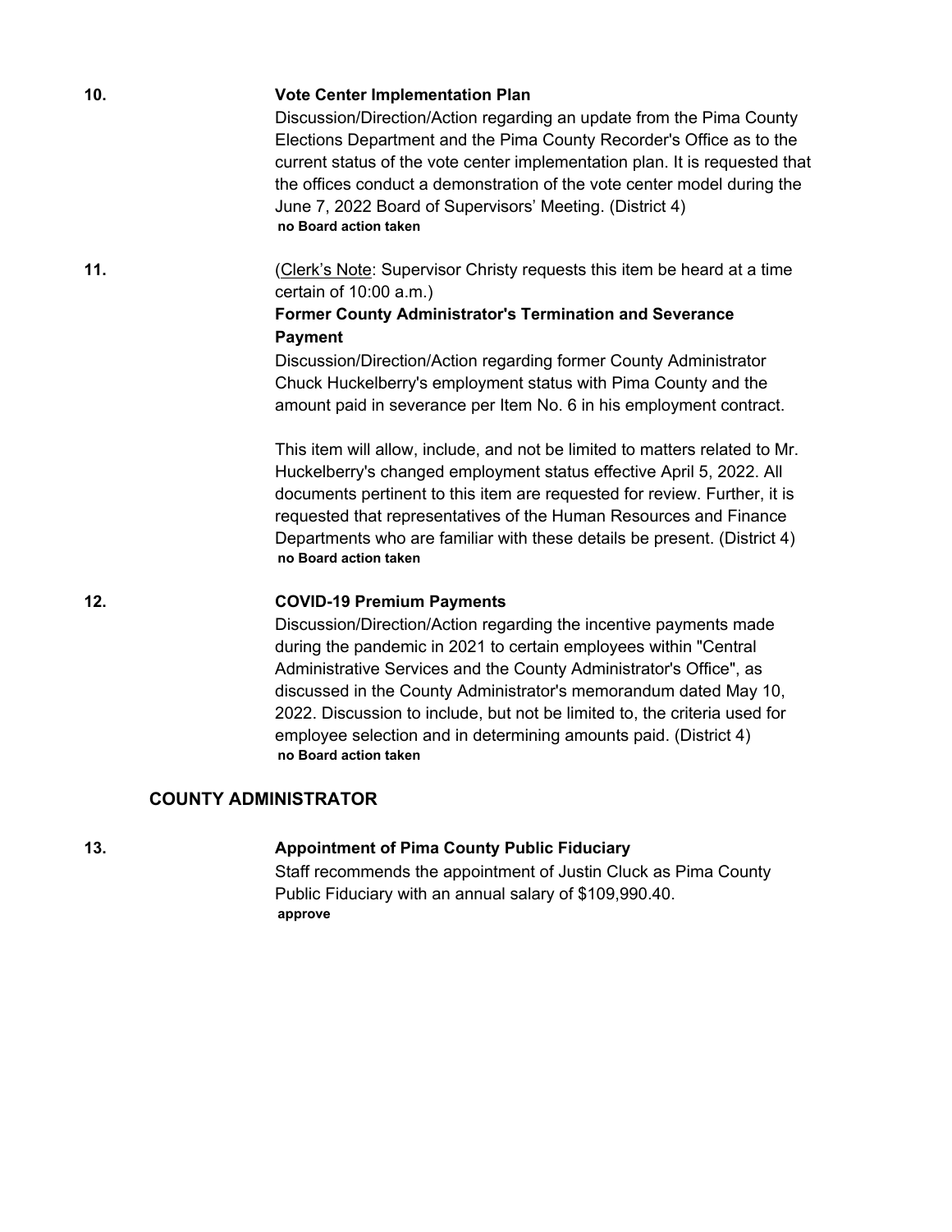**10.** **Vote Center Implementation Plan**

Discussion/Direction/Action regarding an update from the Pima County Elections Department and the Pima County Recorder's Office as to the current status of the vote center implementation plan. It is requested that the offices conduct a demonstration of the vote center model during the June 7, 2022 Board of Supervisors' Meeting. (District 4)

**no Board action taken**

**11.** (Clerk's Note: Supervisor Christy requests this item be heard at a time certain of 10:00 a.m.)

**Former County Administrator's Termination and Severance Payment**

Discussion/Direction/Action regarding former County Administrator Chuck Huckelberry's employment status with Pima County and the amount paid in severance per Item No. 6 in his employment contract.

This item will allow, include, and not be limited to matters related to Mr. Huckelberry's changed employment status effective April 5, 2022. All documents pertinent to this item are requested for review. Further, it is requested that representatives of the Human Resources and Finance Departments who are familiar with these details be present. (District 4)

**no Board action taken**

**12.** **COVID-19 Premium Payments**

Discussion/Direction/Action regarding the incentive payments made during the pandemic in 2021 to certain employees within "Central Administrative Services and the County Administrator's Office", as discussed in the County Administrator's memorandum dated May 10, 2022. Discussion to include, but not be limited to, the criteria used for employee selection and in determining amounts paid. (District 4)

**no Board action taken**

## COUNTY ADMINISTRATOR

**13.** **Appointment of Pima County Public Fiduciary**

Staff recommends the appointment of Justin Cluck as Pima County Public Fiduciary with an annual salary of $109,990.40.

**approve**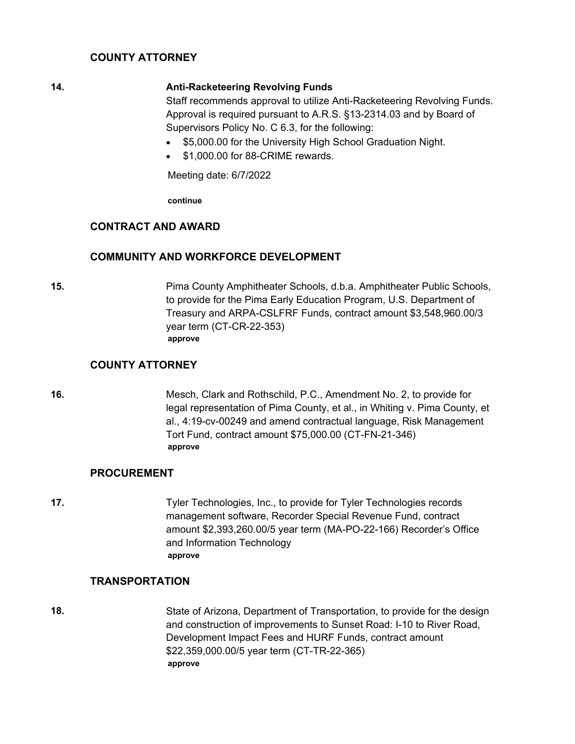### COUNTY ATTORNEY

**14.** **Anti-Racketeering Revolving Funds**

Staff recommends approval to utilize Anti-Racketeering Revolving Funds. Approval is required pursuant to A.R.S. §13-2314.03 and by Board of Supervisors Policy No. C 6.3, for the following:

- $5,000.00 for the University High School Graduation Night.
- $1,000.00 for 88-CRIME rewards.

Meeting date: 6/7/2022

**continue**

### CONTRACT AND AWARD

### COMMUNITY AND WORKFORCE DEVELOPMENT

**15.** Pima County Amphitheater Schools, d.b.a. Amphitheater Public Schools, to provide for the Pima Early Education Program, U.S. Department of Treasury and ARPA-CSLFRF Funds, contract amount $3,548,960.00/3 year term (CT-CR-22-353)

**approve**

### COUNTY ATTORNEY

**16.** Mesch, Clark and Rothschild, P.C., Amendment No. 2, to provide for legal representation of Pima County, et al., in Whiting v. Pima County, et al., 4:19-cv-00249 and amend contractual language, Risk Management Tort Fund, contract amount $75,000.00 (CT-FN-21-346)

**approve**

### PROCUREMENT

**17.** Tyler Technologies, Inc., to provide for Tyler Technologies records management software, Recorder Special Revenue Fund, contract amount $2,393,260.00/5 year term (MA-PO-22-166) Recorder's Office and Information Technology

**approve**

### TRANSPORTATION

**18.** State of Arizona, Department of Transportation, to provide for the design and construction of improvements to Sunset Road: I-10 to River Road, Development Impact Fees and HURF Funds, contract amount $22,359,000.00/5 year term (CT-TR-22-365)

**approve**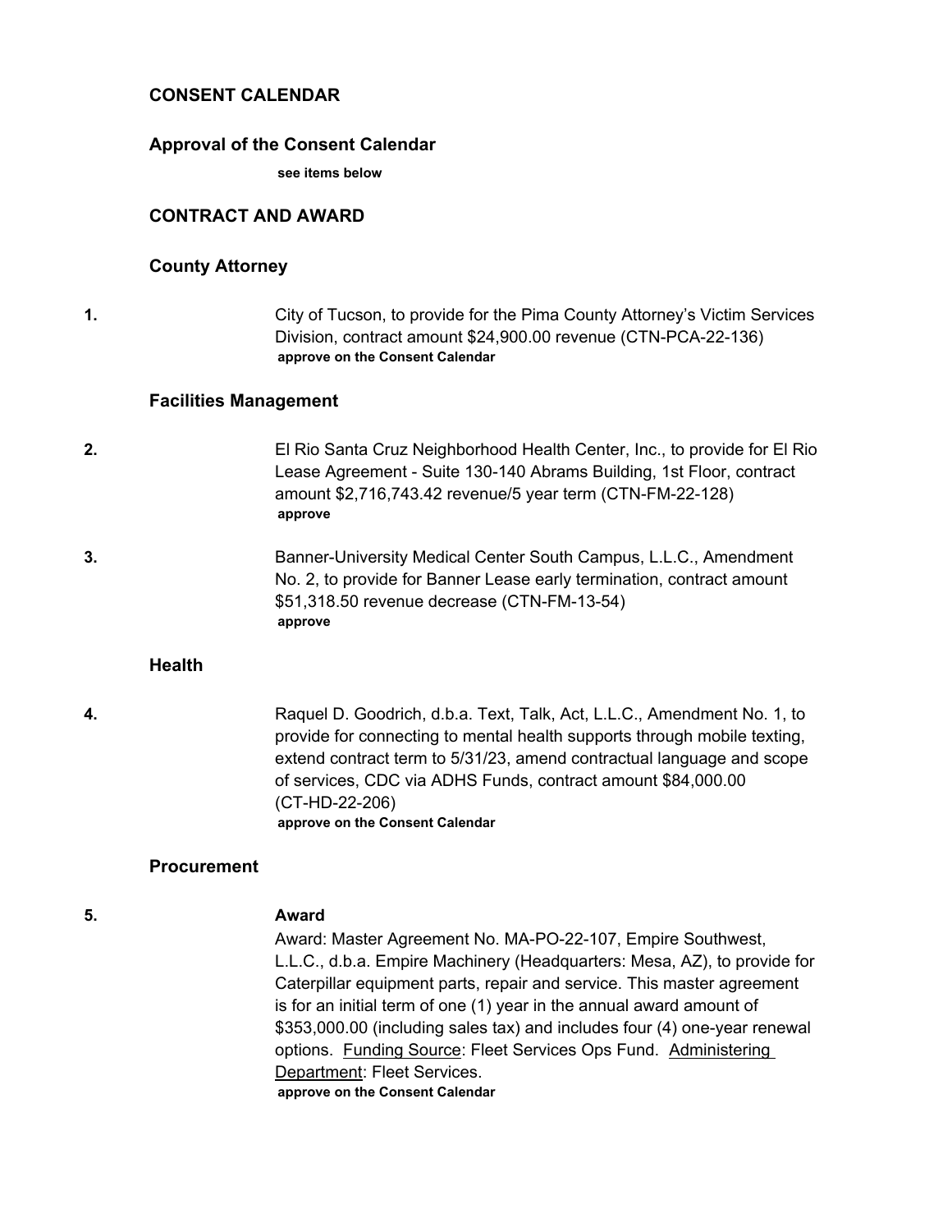## CONSENT CALENDAR

### Approval of the Consent Calendar

**see items below**

## CONTRACT AND AWARD

### County Attorney

**1.** City of Tucson, to provide for the Pima County Attorney's Victim Services Division, contract amount $24,900.00 revenue (CTN-PCA-22-136)
**approve on the Consent Calendar**

### Facilities Management

**2.** El Rio Santa Cruz Neighborhood Health Center, Inc., to provide for El Rio Lease Agreement - Suite 130-140 Abrams Building, 1st Floor, contract amount $2,716,743.42 revenue/5 year term (CTN-FM-22-128)
**approve**

**3.** Banner-University Medical Center South Campus, L.L.C., Amendment No. 2, to provide for Banner Lease early termination, contract amount $51,318.50 revenue decrease (CTN-FM-13-54)
**approve**

### Health

**4.** Raquel D. Goodrich, d.b.a. Text, Talk, Act, L.L.C., Amendment No. 1, to provide for connecting to mental health supports through mobile texting, extend contract term to 5/31/23, amend contractual language and scope of services, CDC via ADHS Funds, contract amount $84,000.00 (CT-HD-22-206)
**approve on the Consent Calendar**

### Procurement

**5.** **Award**
Award: Master Agreement No. MA-PO-22-107, Empire Southwest, L.L.C., d.b.a. Empire Machinery (Headquarters: Mesa, AZ), to provide for Caterpillar equipment parts, repair and service. This master agreement is for an initial term of one (1) year in the annual award amount of $353,000.00 (including sales tax) and includes four (4) one-year renewal options. Funding Source: Fleet Services Ops Fund. Administering Department: Fleet Services.
**approve on the Consent Calendar**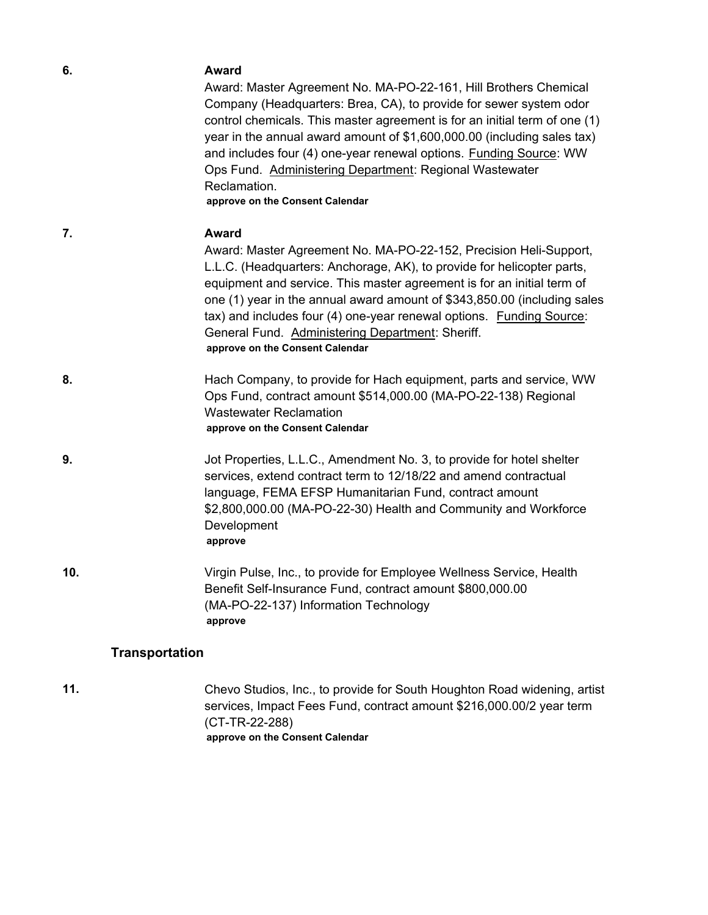**6.** **Award**

Award: Master Agreement No. MA-PO-22-161, Hill Brothers Chemical Company (Headquarters: Brea, CA), to provide for sewer system odor control chemicals. This master agreement is for an initial term of one (1) year in the annual award amount of $1,600,000.00 (including sales tax) and includes four (4) one-year renewal options. Funding Source: WW Ops Fund. Administering Department: Regional Wastewater Reclamation.

**approve on the Consent Calendar**

**7.** **Award**

Award: Master Agreement No. MA-PO-22-152, Precision Heli-Support, L.L.C. (Headquarters: Anchorage, AK), to provide for helicopter parts, equipment and service. This master agreement is for an initial term of one (1) year in the annual award amount of $343,850.00 (including sales tax) and includes four (4) one-year renewal options. Funding Source: General Fund. Administering Department: Sheriff.

**approve on the Consent Calendar**

**8.** Hach Company, to provide for Hach equipment, parts and service, WW Ops Fund, contract amount $514,000.00 (MA-PO-22-138) Regional Wastewater Reclamation

**approve on the Consent Calendar**

**9.** Jot Properties, L.L.C., Amendment No. 3, to provide for hotel shelter services, extend contract term to 12/18/22 and amend contractual language, FEMA EFSP Humanitarian Fund, contract amount $2,800,000.00 (MA-PO-22-30) Health and Community and Workforce Development

**approve**

**10.** Virgin Pulse, Inc., to provide for Employee Wellness Service, Health Benefit Self-Insurance Fund, contract amount $800,000.00 (MA-PO-22-137) Information Technology

**approve**

### Transportation

**11.** Chevo Studios, Inc., to provide for South Houghton Road widening, artist services, Impact Fees Fund, contract amount $216,000.00/2 year term (CT-TR-22-288)

**approve on the Consent Calendar**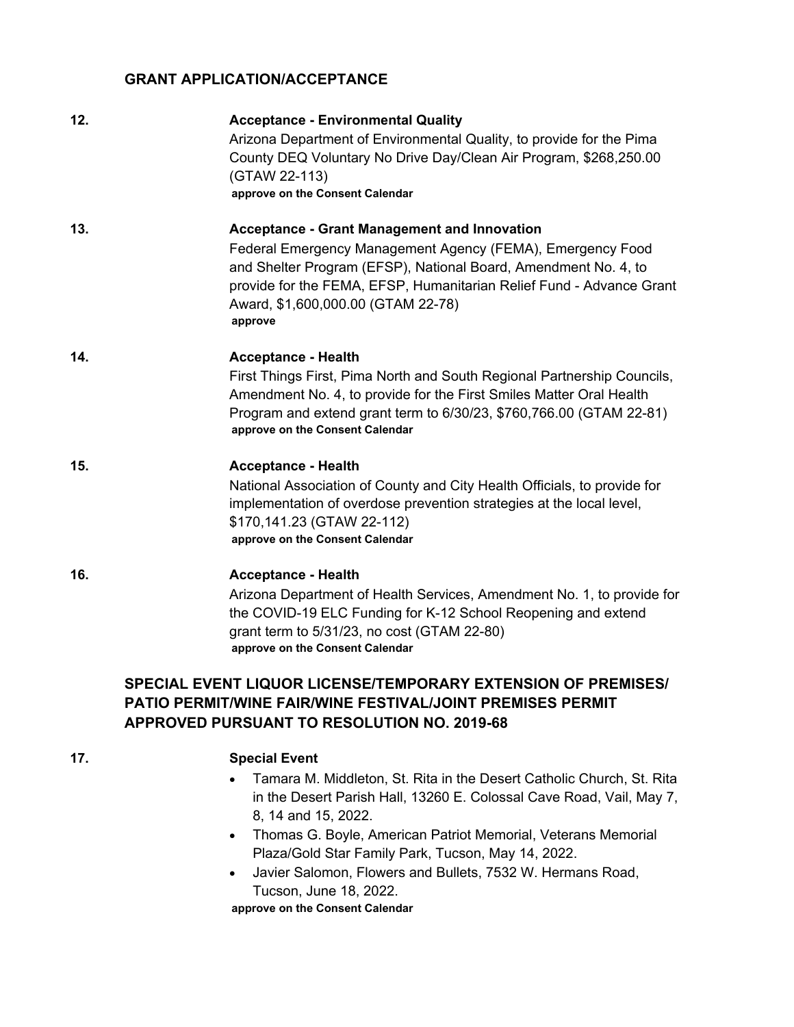## GRANT APPLICATION/ACCEPTANCE

**12.** **Acceptance - Environmental Quality**

Arizona Department of Environmental Quality, to provide for the Pima County DEQ Voluntary No Drive Day/Clean Air Program, $268,250.00 (GTAW 22-113)

**approve on the Consent Calendar**

**13.** **Acceptance - Grant Management and Innovation**

Federal Emergency Management Agency (FEMA), Emergency Food and Shelter Program (EFSP), National Board, Amendment No. 4, to provide for the FEMA, EFSP, Humanitarian Relief Fund - Advance Grant Award, $1,600,000.00 (GTAM 22-78)

**approve**

**14.** **Acceptance - Health**

First Things First, Pima North and South Regional Partnership Councils, Amendment No. 4, to provide for the First Smiles Matter Oral Health Program and extend grant term to 6/30/23, $760,766.00 (GTAM 22-81)

**approve on the Consent Calendar**

**15.** **Acceptance - Health**

National Association of County and City Health Officials, to provide for implementation of overdose prevention strategies at the local level, $170,141.23 (GTAW 22-112)

**approve on the Consent Calendar**

**16.** **Acceptance - Health**

Arizona Department of Health Services, Amendment No. 1, to provide for the COVID-19 ELC Funding for K-12 School Reopening and extend grant term to 5/31/23, no cost (GTAM 22-80)

**approve on the Consent Calendar**

## SPECIAL EVENT LIQUOR LICENSE/TEMPORARY EXTENSION OF PREMISES/ PATIO PERMIT/WINE FAIR/WINE FESTIVAL/JOINT PREMISES PERMIT APPROVED PURSUANT TO RESOLUTION NO. 2019-68

**17.** **Special Event**

- Tamara M. Middleton, St. Rita in the Desert Catholic Church, St. Rita in the Desert Parish Hall, 13260 E. Colossal Cave Road, Vail, May 7, 8, 14 and 15, 2022.
- Thomas G. Boyle, American Patriot Memorial, Veterans Memorial Plaza/Gold Star Family Park, Tucson, May 14, 2022.
- Javier Salomon, Flowers and Bullets, 7532 W. Hermans Road, Tucson, June 18, 2022.

**approve on the Consent Calendar**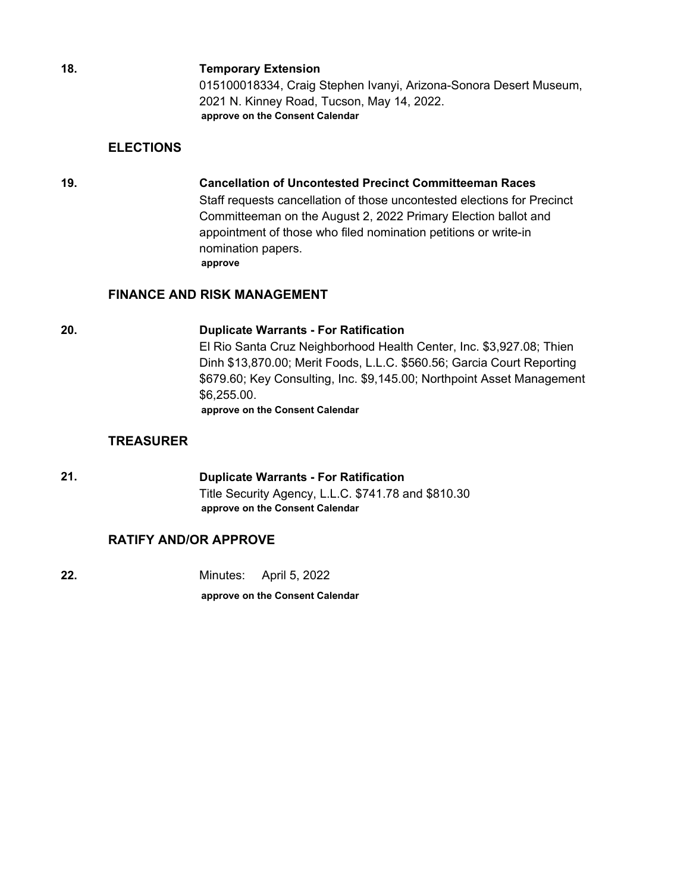**18.** **Temporary Extension**

015100018334, Craig Stephen Ivanyi, Arizona-Sonora Desert Museum, 2021 N. Kinney Road, Tucson, May 14, 2022.

**approve on the Consent Calendar**

## ELECTIONS

**19.** **Cancellation of Uncontested Precinct Committeeman Races**

Staff requests cancellation of those uncontested elections for Precinct Committeeman on the August 2, 2022 Primary Election ballot and appointment of those who filed nomination petitions or write-in nomination papers.

**approve**

## FINANCE AND RISK MANAGEMENT

**20.** **Duplicate Warrants - For Ratification**

El Rio Santa Cruz Neighborhood Health Center, Inc. $3,927.08; Thien Dinh $13,870.00; Merit Foods, L.L.C. $560.56; Garcia Court Reporting $679.60; Key Consulting, Inc. $9,145.00; Northpoint Asset Management $6,255.00.

**approve on the Consent Calendar**

## TREASURER

**21.** **Duplicate Warrants - For Ratification**

Title Security Agency, L.L.C. $741.78 and $810.30

**approve on the Consent Calendar**

## RATIFY AND/OR APPROVE

**22.** Minutes: April 5, 2022

**approve on the Consent Calendar**